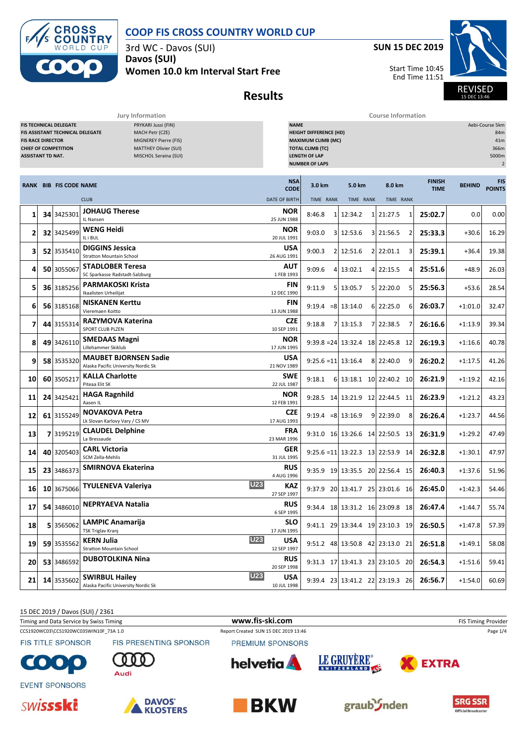# COOP FIS CROSS COUNTRY WORLD CUP

3rd WC - Davos (SUI)

**Davos (SUI)**

**Women 10.0 km Interval Start Free**

**SUN 15 DEC 2019**

Start Time 10:45
End Time 11:51

REVISED
15 DEC 13:46

## Results

| Jury Information | |
|---|---|
| FIS TECHNICAL DELEGATE | PRYKARI Jussi (FIN) |
| FIS ASSISTANT TECHNICAL DELEGATE | MACH Petr (CZE) |
| FIS RACE DIRECTOR | MIGNEREY Pierre (FIS) |
| CHIEF OF COMPETITION | MATTHEY Olivier (SUI) |
| ASSISTANT TD NAT. | MISCHOL Seraina (SUI) |

| Course Information | |
|---|---|
| NAME | Aebi-Course 5km |
| HEIGHT DIFFERENCE (HD) | 84m |
| MAXIMUM CLIMB (MC) | 41m |
| TOTAL CLIMB (TC) | 366m |
| LENGTH OF LAP | 5000m |
| NUMBER OF LAPS | 2 |

| RANK | BIB | FIS CODE | NAME / CLUB | | NSA CODE / DATE OF BIRTH | 3.0 km TIME | RANK | 5.0 km TIME | RANK | 8.0 km TIME | RANK | FINISH TIME | BEHIND | FIS POINTS |
|---|---|---|---|---|---|---|---|---|---|---|---|---|---|---|
| 1 | 34 | 3425301 | **JOHAUG Therese** IL Nansen | | NOR 25 JUN 1988 | 8:46.8 | 1 | 12:34.2 | 1 | 21:27.5 | 1 | 25:02.7 | 0.0 | 0.00 |
| 2 | 32 | 3425499 | **WENG Heidi** IL i BUL | | NOR 20 JUL 1991 | 9:03.0 | 3 | 12:53.6 | 3 | 21:56.5 | 2 | 25:33.3 | +30.6 | 16.29 |
| 3 | 52 | 3535410 | **DIGGINS Jessica** Stratton Mountain School | | USA 26 AUG 1991 | 9:00.3 | 2 | 12:51.6 | 2 | 22:01.1 | 3 | 25:39.1 | +36.4 | 19.38 |
| 4 | 50 | 3055067 | **STADLOBER Teresa** SC Sparkasse Radstadt-Salzburg | | AUT 1 FEB 1993 | 9:09.6 | 4 | 13:02.1 | 4 | 22:15.5 | 4 | 25:51.6 | +48.9 | 26.03 |
| 5 | 36 | 3185256 | **PARMAKOSKI Krista** Ikaalisten Urheilijat | | FIN 12 DEC 1990 | 9:11.9 | 5 | 13:05.7 | 5 | 22:20.0 | 5 | 25:56.3 | +53.6 | 28.54 |
| 6 | 56 | 3185168 | **NISKANEN Kerttu** Vieremaen Koitto | | FIN 13 JUN 1988 | 9:19.4 | =8 | 13:14.0 | 6 | 22:25.0 | 6 | 26:03.7 | +1:01.0 | 32.47 |
| 7 | 44 | 3155314 | **RAZYMOVA Katerina** SPORT CLUB PLZEN | | CZE 10 SEP 1991 | 9:18.8 | 7 | 13:15.3 | 7 | 22:38.5 | 7 | 26:16.6 | +1:13.9 | 39.34 |
| 8 | 49 | 3426110 | **SMEDAAS Magni** Lillehammer Skiklub | | NOR 17 JUN 1995 | 9:39.8 | =24 | 13:32.4 | 18 | 22:45.8 | 12 | 26:19.3 | +1:16.6 | 40.78 |
| 9 | 58 | 3535320 | **MAUBET BJORNSEN Sadie** Alaska Pacific University Nordic Sk | | USA 21 NOV 1989 | 9:25.6 | =11 | 13:16.4 | 8 | 22:40.0 | 9 | 26:20.2 | +1:17.5 | 41.26 |
| 10 | 60 | 3505217 | **KALLA Charlotte** Piteaa Elit SK | | SWE 22 JUL 1987 | 9:18.1 | 6 | 13:18.1 | 10 | 22:40.2 | 10 | 26:21.9 | +1:19.2 | 42.16 |
| 11 | 24 | 3425421 | **HAGA Ragnhild** Aasen IL | | NOR 12 FEB 1991 | 9:28.5 | 14 | 13:21.9 | 12 | 22:44.5 | 11 | 26:23.9 | +1:21.2 | 43.23 |
| 12 | 61 | 3155249 | **NOVAKOVA Petra** Lk Slovan Karlovy Vary / CS MV | | CZE 17 AUG 1993 | 9:19.4 | =8 | 13:16.9 | 9 | 22:39.0 | 8 | 26:26.4 | +1:23.7 | 44.56 |
| 13 | 7 | 3195219 | **CLAUDEL Delphine** La Bressaude | | FRA 23 MAR 1996 | 9:31.0 | 16 | 13:26.6 | 14 | 22:50.5 | 13 | 26:31.9 | +1:29.2 | 47.49 |
| 14 | 40 | 3205403 | **CARL Victoria** SCM Zella-Mehlis | | GER 31 JUL 1995 | 9:25.6 | =11 | 13:22.3 | 13 | 22:53.9 | 14 | 26:32.8 | +1:30.1 | 47.97 |
| 15 | 23 | 3486373 | **SMIRNOVA Ekaterina** | | RUS 4 AUG 1996 | 9:35.9 | 19 | 13:35.5 | 20 | 22:56.4 | 15 | 26:40.3 | +1:37.6 | 51.96 |
| 16 | 10 | 3675066 | **TYULENEVA Valeriya** | U23 | KAZ 27 SEP 1997 | 9:37.9 | 20 | 13:41.7 | 25 | 23:01.6 | 16 | 26:45.0 | +1:42.3 | 54.46 |
| 17 | 54 | 3486010 | **NEPRYAEVA Natalia** | | RUS 6 SEP 1995 | 9:34.4 | 18 | 13:31.2 | 16 | 23:09.8 | 18 | 26:47.4 | +1:44.7 | 55.74 |
| 18 | 5 | 3565062 | **LAMPIC Anamarija** TSK Triglav Kranj | | SLO 17 JUN 1995 | 9:41.1 | 29 | 13:34.4 | 19 | 23:10.3 | 19 | 26:50.5 | +1:47.8 | 57.39 |
| 19 | 59 | 3535562 | **KERN Julia** Stratton Mountain School | U23 | USA 12 SEP 1997 | 9:51.2 | 48 | 13:50.8 | 42 | 23:13.0 | 21 | 26:51.8 | +1:49.1 | 58.08 |
| 20 | 53 | 3486592 | **DUBOTOLKINA Nina** | | RUS 20 SEP 1998 | 9:31.3 | 17 | 13:41.3 | 23 | 23:10.5 | 20 | 26:54.3 | +1:51.6 | 59.41 |
| 21 | 14 | 3535602 | **SWIRBUL Hailey** Alaska Pacific University Nordic Sk | U23 | USA 10 JUL 1998 | 9:39.4 | 23 | 13:41.2 | 22 | 23:19.3 | 26 | 26:56.7 | +1:54.0 | 60.69 |

15 DEC 2019 / Davos (SUI) / 2361

Timing and Data Service by Swiss Timing — www.fis-ski.com — FIS Timing Provider

CCS1920WC03\CCS1920WC03SWIN10F_73A 1.0 — Report Created SUN 15 DEC 2019 13:46

FIS TITLE SPONSOR — FIS PRESENTING SPONSOR — PREMIUM SPONSORS — EVENT SPONSORS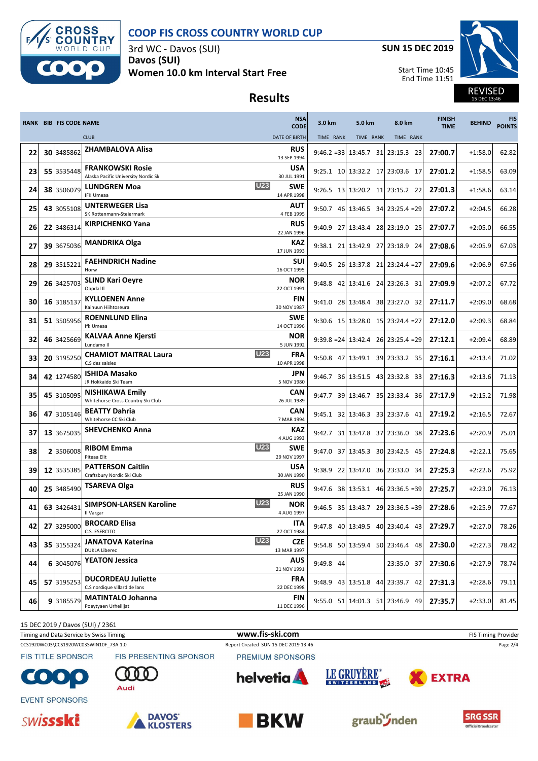# COOP FIS CROSS COUNTRY WORLD CUP

3rd WC - Davos (SUI)
**Davos (SUI)**
**Women 10.0 km Interval Start Free**

**SUN 15 DEC 2019**

Start Time 10:45
End Time 11:51

REVISED
15 DEC 13:46

## Results

| RANK | BIB | FIS CODE | NAME / CLUB | | NSA CODE / DATE OF BIRTH | 3.0 km TIME | RANK | 5.0 km TIME | RANK | 8.0 km TIME | RANK | FINISH TIME | BEHIND | FIS POINTS |
|---|---|---|---|---|---|---|---|---|---|---|---|---|---|---|
| 22 | 30 | 3485862 | **ZHAMBALOVA Alisa** | | **RUS** 13 SEP 1994 | 9:46.2 | =33 | 13:45.7 | 31 | 23:15.3 | 23 | **27:00.7** | +1:58.0 | 62.82 |
| 23 | 55 | 3535448 | **FRANKOWSKI Rosie** Alaska Pacific University Nordic Sk | | **USA** 30 JUL 1991 | 9:25.1 | 10 | 13:32.2 | 17 | 23:03.6 | 17 | **27:01.2** | +1:58.5 | 63.09 |
| 24 | 38 | 3506079 | **LUNDGREN Moa** IFK Umeaa | U23 | **SWE** 14 APR 1998 | 9:26.5 | 13 | 13:20.2 | 11 | 23:15.2 | 22 | **27:01.3** | +1:58.6 | 63.14 |
| 25 | 43 | 3055108 | **UNTERWEGER Lisa** SK Rottenmann-Steiermark | | **AUT** 4 FEB 1995 | 9:50.7 | 46 | 13:46.5 | 34 | 23:25.4 | =29 | **27:07.2** | +2:04.5 | 66.28 |
| 26 | 22 | 3486314 | **KIRPICHENKO Yana** | | **RUS** 22 JAN 1996 | 9:40.9 | 27 | 13:43.4 | 28 | 23:19.0 | 25 | **27:07.7** | +2:05.0 | 66.55 |
| 27 | 39 | 3675036 | **MANDRIKA Olga** | | **KAZ** 17 JUN 1993 | 9:38.1 | 21 | 13:42.9 | 27 | 23:18.9 | 24 | **27:08.6** | +2:05.9 | 67.03 |
| 28 | 29 | 3515221 | **FAEHNDRICH Nadine** Horw | | **SUI** 16 OCT 1995 | 9:40.5 | 26 | 13:37.8 | 21 | 23:24.4 | =27 | **27:09.6** | +2:06.9 | 67.56 |
| 29 | 26 | 3425703 | **SLIND Kari Oeyre** Oppdal Il | | **NOR** 22 OCT 1991 | 9:48.8 | 42 | 13:41.6 | 24 | 23:26.3 | 31 | **27:09.9** | +2:07.2 | 67.72 |
| 30 | 16 | 3185137 | **KYLLOENEN Anne** Kainuun Hiihtoseura | | **FIN** 30 NOV 1987 | 9:41.0 | 28 | 13:48.4 | 38 | 23:27.0 | 32 | **27:11.7** | +2:09.0 | 68.68 |
| 31 | 51 | 3505956 | **ROENNLUND Elina** Ifk Umeaa | | **SWE** 14 OCT 1996 | 9:30.6 | 15 | 13:28.0 | 15 | 23:24.4 | =27 | **27:12.0** | +2:09.3 | 68.84 |
| 32 | 46 | 3425669 | **KALVAA Anne Kjersti** Lundamo Il | | **NOR** 5 JUN 1992 | 9:39.8 | =24 | 13:42.4 | 26 | 23:25.4 | =29 | **27:12.1** | +2:09.4 | 68.89 |
| 33 | 20 | 3195250 | **CHAMIOT MAITRAL Laura** C.S des saisies | U23 | **FRA** 10 APR 1998 | 9:50.8 | 47 | 13:49.1 | 39 | 23:33.2 | 35 | **27:16.1** | +2:13.4 | 71.02 |
| 34 | 42 | 1274580 | **ISHIDA Masako** JR Hokkaido Ski Team | | **JPN** 5 NOV 1980 | 9:46.7 | 36 | 13:51.5 | 43 | 23:32.8 | 33 | **27:16.3** | +2:13.6 | 71.13 |
| 35 | 45 | 3105095 | **NISHIKAWA Emily** Whitehorse Cross Country Ski Club | | **CAN** 26 JUL 1989 | 9:47.7 | 39 | 13:46.7 | 35 | 23:33.4 | 36 | **27:17.9** | +2:15.2 | 71.98 |
| 36 | 47 | 3105146 | **BEATTY Dahria** Whitehorse CC Ski Club | | **CAN** 7 MAR 1994 | 9:45.1 | 32 | 13:46.3 | 33 | 23:37.6 | 41 | **27:19.2** | +2:16.5 | 72.67 |
| 37 | 13 | 3675035 | **SHEVCHENKO Anna** | | **KAZ** 4 AUG 1993 | 9:42.7 | 31 | 13:47.8 | 37 | 23:36.0 | 38 | **27:23.6** | +2:20.9 | 75.01 |
| 38 | 2 | 3506008 | **RIBOM Emma** Piteaa Elit | U23 | **SWE** 29 NOV 1997 | 9:47.0 | 37 | 13:45.3 | 30 | 23:42.5 | 45 | **27:24.8** | +2:22.1 | 75.65 |
| 39 | 12 | 3535385 | **PATTERSON Caitlin** Craftsbury Nordic Ski Club | | **USA** 30 JAN 1990 | 9:38.9 | 22 | 13:47.0 | 36 | 23:33.0 | 34 | **27:25.3** | +2:22.6 | 75.92 |
| 40 | 25 | 3485490 | **TSAREVA Olga** | | **RUS** 25 JAN 1990 | 9:47.6 | 38 | 13:53.1 | 46 | 23:36.5 | =39 | **27:25.7** | +2:23.0 | 76.13 |
| 41 | 63 | 3426431 | **SIMPSON-LARSEN Karoline** Il Vargar | U23 | **NOR** 4 AUG 1997 | 9:46.5 | 35 | 13:43.7 | 29 | 23:36.5 | =39 | **27:28.6** | +2:25.9 | 77.67 |
| 42 | 27 | 3295000 | **BROCARD Elisa** C.S. ESERCITO | | **ITA** 27 OCT 1984 | 9:47.8 | 40 | 13:49.5 | 40 | 23:40.4 | 43 | **27:29.7** | +2:27.0 | 78.26 |
| 43 | 35 | 3155324 | **JANATOVA Katerina** DUKLA Liberec | U23 | **CZE** 13 MAR 1997 | 9:54.8 | 50 | 13:59.4 | 50 | 23:46.4 | 48 | **27:30.0** | +2:27.3 | 78.42 |
| 44 | 6 | 3045076 | **YEATON Jessica** | | **AUS** 21 NOV 1991 | 9:49.8 | 44 | | | 23:35.0 | 37 | **27:30.6** | +2:27.9 | 78.74 |
| 45 | 57 | 3195253 | **DUCORDEAU Juliette** C.S nordique villard de lans | | **FRA** 22 DEC 1998 | 9:48.9 | 43 | 13:51.8 | 44 | 23:39.7 | 42 | **27:31.3** | +2:28.6 | 79.11 |
| 46 | 9 | 3185579 | **MATINTALO Johanna** Poeytyaen Urheilijat | | **FIN** 11 DEC 1996 | 9:55.0 | 51 | 14:01.3 | 51 | 23:46.9 | 49 | **27:35.7** | +2:33.0 | 81.45 |

15 DEC 2019 / Davos (SUI) / 2361

Timing and Data Service by Swiss Timing — www.fis-ski.com — FIS Timing Provider

CCS1920WC03\CCS1920WC03SWIN10F_73A 1.0 — Report Created SUN 15 DEC 2019 13:46

FIS TITLE SPONSOR — FIS PRESENTING SPONSOR — PREMIUM SPONSORS — EVENT SPONSORS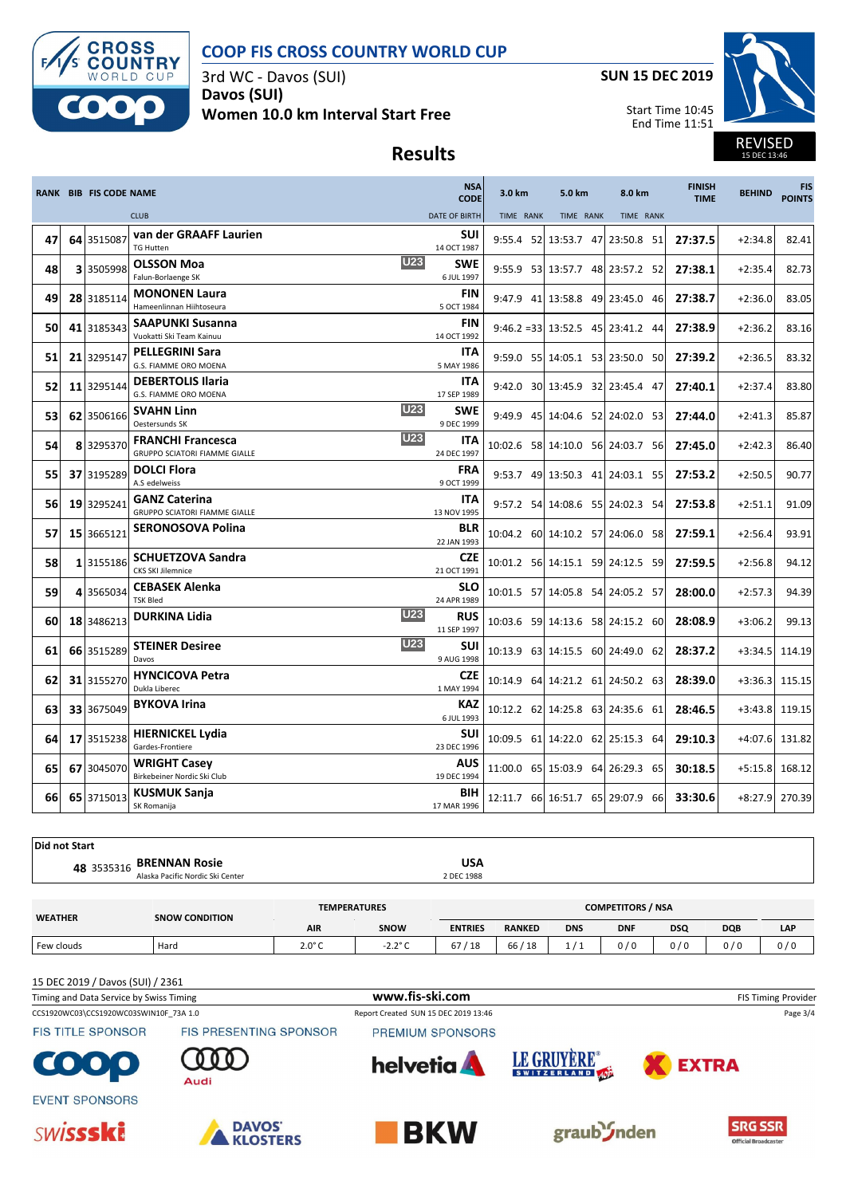# COOP FIS CROSS COUNTRY WORLD CUP

3rd WC - Davos (SUI)

**Davos (SUI)**

**Women 10.0 km Interval Start Free**

**SUN 15 DEC 2019**

Start Time 10:45
End Time 11:51

REVISED
15 DEC 13:46

## Results

| RANK | BIB | FIS CODE | NAME / CLUB | | NSA CODE / DATE OF BIRTH | 3.0 km TIME | RANK | 5.0 km TIME | RANK | 8.0 km TIME | RANK | FINISH TIME | BEHIND | FIS POINTS |
|---|---|---|---|---|---|---|---|---|---|---|---|---|---|---|
| 47 | 64 | 3515087 | **van der GRAAFF Laurien** TG Hutten | | **SUI** 14 OCT 1987 | 9:55.4 | 52 | 13:53.7 | 47 | 23:50.8 | 51 | **27:37.5** | +2:34.8 | 82.41 |
| 48 | 3 | 3505998 | **OLSSON Moa** Falun-Borlaenge SK | U23 | **SWE** 6 JUL 1997 | 9:55.9 | 53 | 13:57.7 | 48 | 23:57.2 | 52 | **27:38.1** | +2:35.4 | 82.73 |
| 49 | 28 | 3185114 | **MONONEN Laura** Hameenlinnan Hiihtoseura | | **FIN** 5 OCT 1984 | 9:47.9 | 41 | 13:58.8 | 49 | 23:45.0 | 46 | **27:38.7** | +2:36.0 | 83.05 |
| 50 | 41 | 3185343 | **SAAPUNKI Susanna** Vuokatti Ski Team Kainuu | | **FIN** 14 OCT 1992 | 9:46.2 | =33 | 13:52.5 | 45 | 23:41.2 | 44 | **27:38.9** | +2:36.2 | 83.16 |
| 51 | 21 | 3295147 | **PELLEGRINI Sara** G.S. FIAMME ORO MOENA | | **ITA** 5 MAY 1986 | 9:59.0 | 55 | 14:05.1 | 53 | 23:50.0 | 50 | **27:39.2** | +2:36.5 | 83.32 |
| 52 | 11 | 3295144 | **DEBERTOLIS Ilaria** G.S. FIAMME ORO MOENA | | **ITA** 17 SEP 1989 | 9:42.0 | 30 | 13:45.9 | 32 | 23:45.4 | 47 | **27:40.1** | +2:37.4 | 83.80 |
| 53 | 62 | 3506166 | **SVAHN Linn** Oestersunds SK | U23 | **SWE** 9 DEC 1999 | 9:49.9 | 45 | 14:04.6 | 52 | 24:02.0 | 53 | **27:44.0** | +2:41.3 | 85.87 |
| 54 | 8 | 3295370 | **FRANCHI Francesca** GRUPPO SCIATORI FIAMME GIALLE | U23 | **ITA** 24 DEC 1997 | 10:02.6 | 58 | 14:10.0 | 56 | 24:03.7 | 56 | **27:45.0** | +2:42.3 | 86.40 |
| 55 | 37 | 3195289 | **DOLCI Flora** A.S edelweiss | | **FRA** 9 OCT 1999 | 9:53.7 | 49 | 13:50.3 | 41 | 24:03.1 | 55 | **27:53.2** | +2:50.5 | 90.77 |
| 56 | 19 | 3295241 | **GANZ Caterina** GRUPPO SCIATORI FIAMME GIALLE | | **ITA** 13 NOV 1995 | 9:57.2 | 54 | 14:08.6 | 55 | 24:02.3 | 54 | **27:53.8** | +2:51.1 | 91.09 |
| 57 | 15 | 3665121 | **SERONOSOVA Polina** | | **BLR** 22 JAN 1993 | 10:04.2 | 60 | 14:10.2 | 57 | 24:06.0 | 58 | **27:59.1** | +2:56.4 | 93.91 |
| 58 | 1 | 3155186 | **SCHUETZOVA Sandra** CKS SKI Jilemnice | | **CZE** 21 OCT 1991 | 10:01.2 | 56 | 14:15.1 | 59 | 24:12.5 | 59 | **27:59.5** | +2:56.8 | 94.12 |
| 59 | 4 | 3565034 | **CEBASEK Alenka** TSK Bled | | **SLO** 24 APR 1989 | 10:01.5 | 57 | 14:05.8 | 54 | 24:05.2 | 57 | **28:00.0** | +2:57.3 | 94.39 |
| 60 | 18 | 3486213 | **DURKINA Lidia** | U23 | **RUS** 11 SEP 1997 | 10:03.6 | 59 | 14:13.6 | 58 | 24:15.2 | 60 | **28:08.9** | +3:06.2 | 99.13 |
| 61 | 66 | 3515289 | **STEINER Desiree** Davos | U23 | **SUI** 9 AUG 1998 | 10:13.9 | 63 | 14:15.5 | 60 | 24:49.0 | 62 | **28:37.2** | +3:34.5 | 114.19 |
| 62 | 31 | 3155270 | **HYNCICOVA Petra** Dukla Liberec | | **CZE** 1 MAY 1994 | 10:14.9 | 64 | 14:21.2 | 61 | 24:50.2 | 63 | **28:39.0** | +3:36.3 | 115.15 |
| 63 | 33 | 3675049 | **BYKOVA Irina** | | **KAZ** 6 JUL 1993 | 10:12.2 | 62 | 14:25.8 | 63 | 24:35.6 | 61 | **28:46.5** | +3:43.8 | 119.15 |
| 64 | 17 | 3515238 | **HIERNICKEL Lydia** Gardes-Frontiere | | **SUI** 23 DEC 1996 | 10:09.5 | 61 | 14:22.0 | 62 | 25:15.3 | 64 | **29:10.3** | +4:07.6 | 131.82 |
| 65 | 67 | 3045070 | **WRIGHT Casey** Birkebeiner Nordic Ski Club | | **AUS** 19 DEC 1994 | 11:00.0 | 65 | 15:03.9 | 64 | 26:29.3 | 65 | **30:18.5** | +5:15.8 | 168.12 |
| 66 | 65 | 3715013 | **KUSMUK Sanja** SK Romanija | | **BIH** 17 MAR 1996 | 12:11.7 | 66 | 16:51.7 | 65 | 29:07.9 | 66 | **33:30.6** | +8:27.9 | 270.39 |

**Did not Start**

| BIB | FIS CODE | NAME / CLUB | NSA CODE / DATE OF BIRTH |
|---|---|---|---|
| 48 | 3535316 | **BRENNAN Rosie** Alaska Pacific Nordic Ski Center | **USA** 2 DEC 1988 |

| WEATHER | SNOW CONDITION | TEMPERATURES AIR | TEMPERATURES SNOW | ENTRIES | RANKED | DNS | DNF | DSQ | DQB | LAP |
|---|---|---|---|---|---|---|---|---|---|---|
| Few clouds | Hard | 2.0° C | -2.2° C | 67 / 18 | 66 / 18 | 1 / 1 | 0 / 0 | 0 / 0 | 0 / 0 | 0 / 0 |

15 DEC 2019 / Davos (SUI) / 2361

Timing and Data Service by Swiss Timing — www.fis-ski.com — FIS Timing Provider

CCS1920WC03\CCS1920WC03SWIN10F_73A 1.0 — Report Created SUN 15 DEC 2019 13:46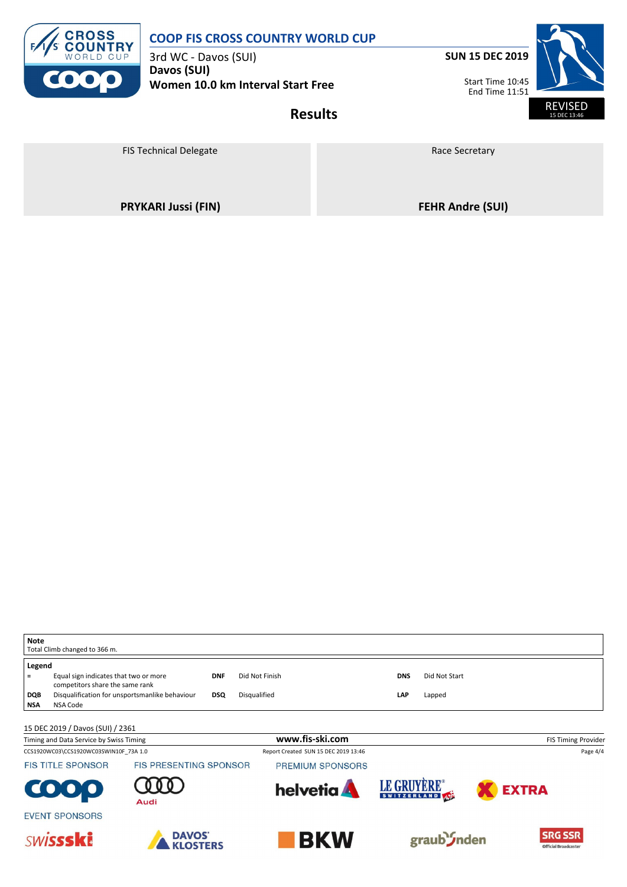# COOP FIS CROSS COUNTRY WORLD CUP

3rd WC - Davos (SUI)

**Davos (SUI)**

**Women 10.0 km Interval Start Free**

**SUN 15 DEC 2019**

Start Time 10:45
End Time 11:51

REVISED
15 DEC 13:46

## Results

| FIS Technical Delegate | Race Secretary |
|---|---|
| **PRYKARI Jussi (FIN)** | **FEHR Andre (SUI)** |

**Note**
Total Climb changed to 366 m.

**Legend**

| | | | | | |
|---|---|---|---|---|---|
| = | Equal sign indicates that two or more competitors share the same rank | **DNF** | Did Not Finish | **DNS** | Did Not Start |
| **DQB** | Disqualification for unsportsmanlike behaviour | **DSQ** | Disqualified | **LAP** | Lapped |
| **NSA** | NSA Code | | | | |

15 DEC 2019 / Davos (SUI) / 2361

Timing and Data Service by Swiss Timing — www.fis-ski.com — FIS Timing Provider

CCS1920WC03\CCS1920WC03SWIN10F_73A 1.0 — Report Created SUN 15 DEC 2019 13:46

FIS TITLE SPONSOR — FIS PRESENTING SPONSOR — PREMIUM SPONSORS

EVENT SPONSORS